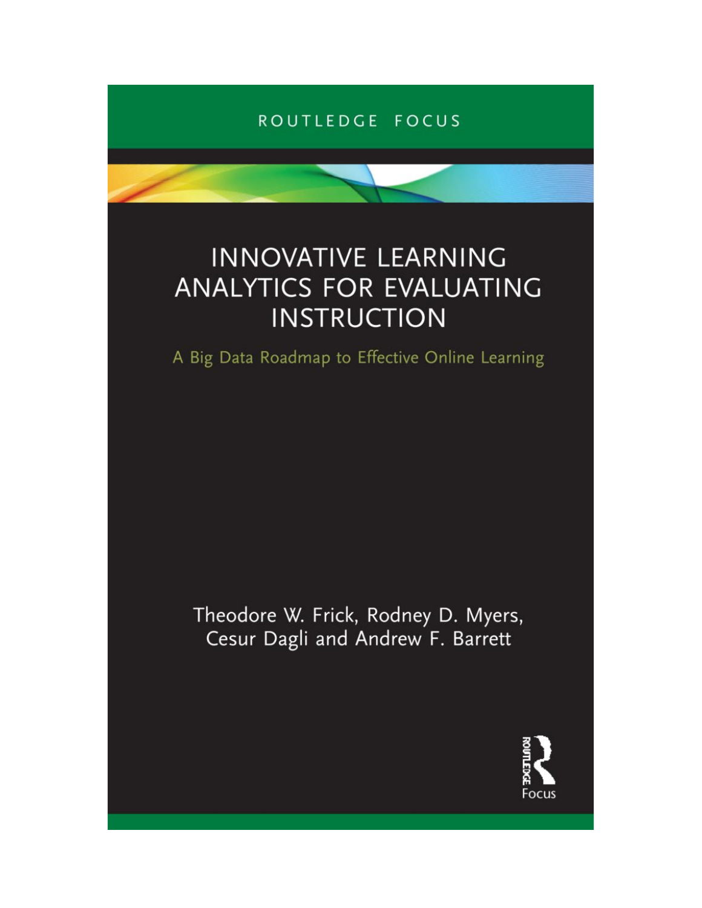ROUTLEDGE FOCUS

# INNOVATIVE LEARNING ANALYTICS FOR EVALUATING INSTRUCTION

## A Big Data Roadmap to Effective Online Learning

Theodore W. Frick, Rodney D. Myers, Cesur Dagli and Andrew F. Barrett

ROUTLEDGE Focus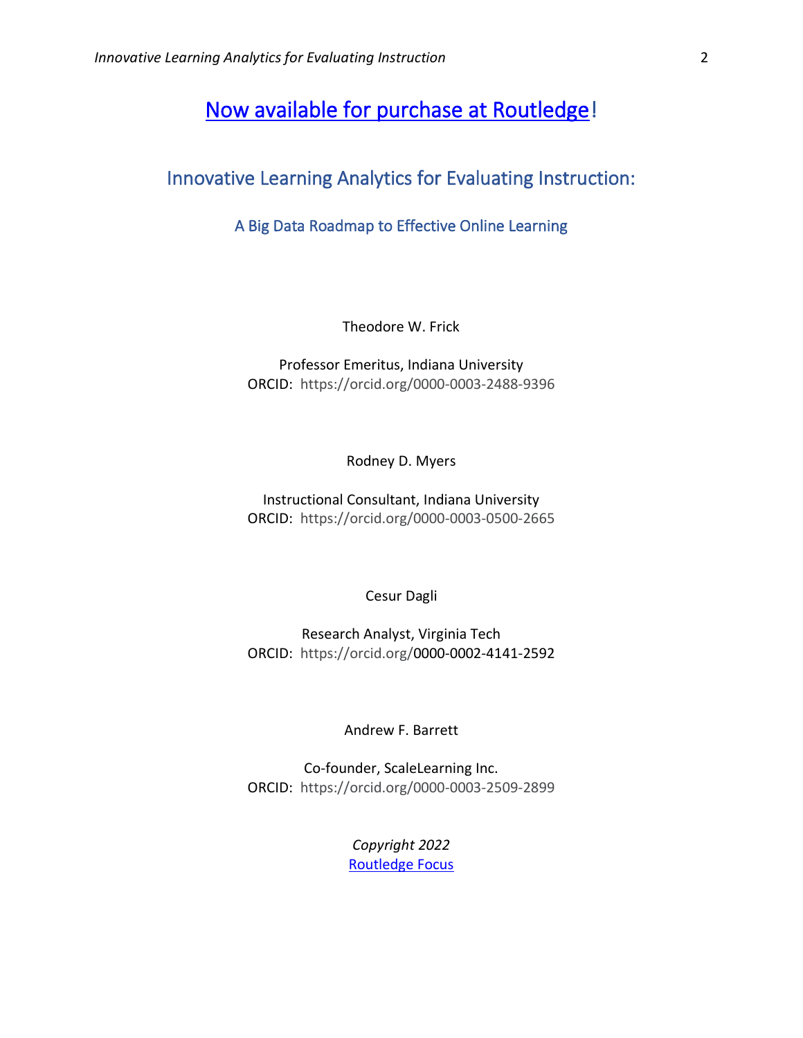## Now available for purchase at Routledge!

# Innovative Learning Analytics for Evaluating Instruction:

### A Big Data Roadmap to Effective Online Learning

Theodore W. Frick

Professor Emeritus, Indiana University
ORCID: https://orcid.org/0000-0003-2488-9396

Rodney D. Myers

Instructional Consultant, Indiana University
ORCID: https://orcid.org/0000-0003-0500-2665

Cesur Dagli

Research Analyst, Virginia Tech
ORCID: https://orcid.org/0000-0002-4141-2592

Andrew F. Barrett

Co-founder, ScaleLearning Inc.
ORCID: https://orcid.org/0000-0003-2509-2899

*Copyright 2022*
Routledge Focus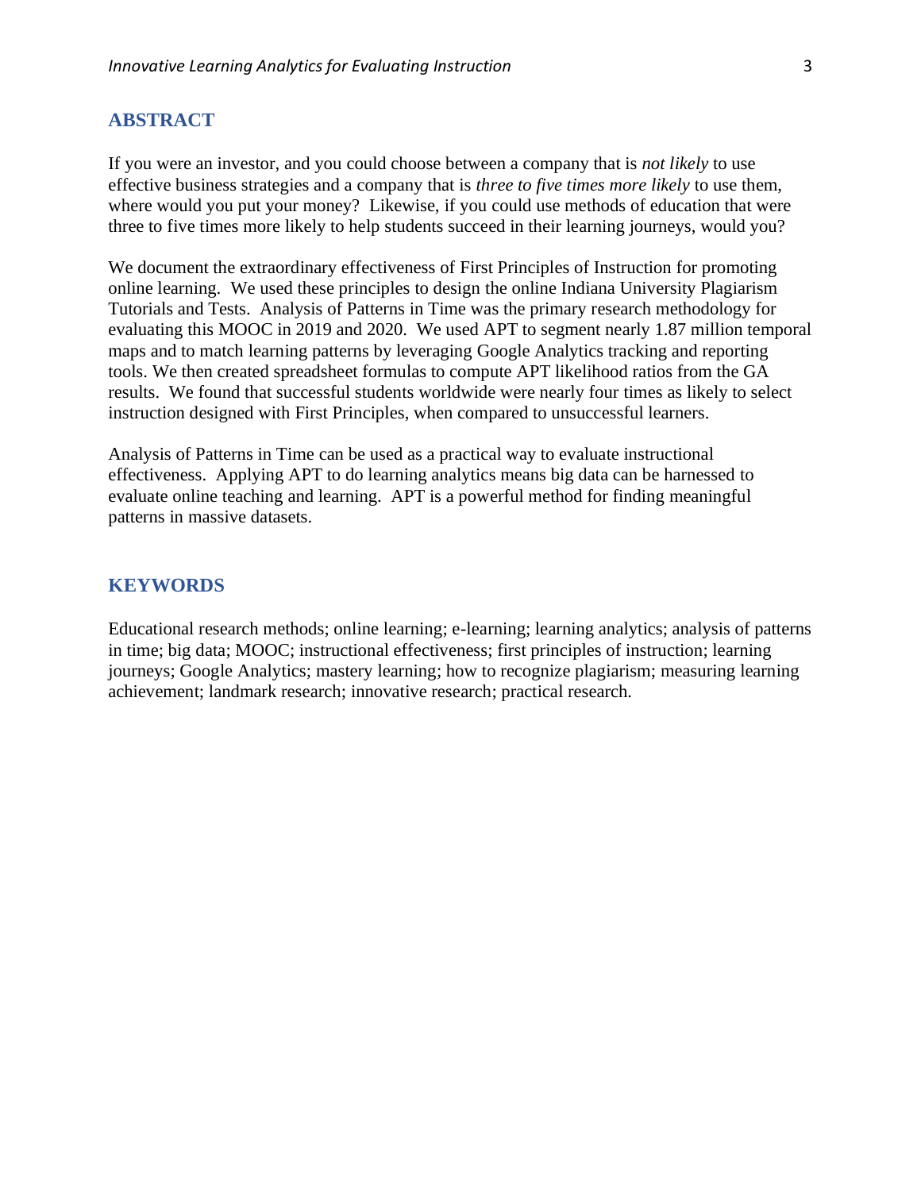## ABSTRACT

If you were an investor, and you could choose between a company that is *not likely* to use effective business strategies and a company that is *three to five times more likely* to use them, where would you put your money? Likewise, if you could use methods of education that were three to five times more likely to help students succeed in their learning journeys, would you?

We document the extraordinary effectiveness of First Principles of Instruction for promoting online learning. We used these principles to design the online Indiana University Plagiarism Tutorials and Tests. Analysis of Patterns in Time was the primary research methodology for evaluating this MOOC in 2019 and 2020. We used APT to segment nearly 1.87 million temporal maps and to match learning patterns by leveraging Google Analytics tracking and reporting tools. We then created spreadsheet formulas to compute APT likelihood ratios from the GA results. We found that successful students worldwide were nearly four times as likely to select instruction designed with First Principles, when compared to unsuccessful learners.

Analysis of Patterns in Time can be used as a practical way to evaluate instructional effectiveness. Applying APT to do learning analytics means big data can be harnessed to evaluate online teaching and learning. APT is a powerful method for finding meaningful patterns in massive datasets.

## KEYWORDS

Educational research methods; online learning; e-learning; learning analytics; analysis of patterns in time; big data; MOOC; instructional effectiveness; first principles of instruction; learning journeys; Google Analytics; mastery learning; how to recognize plagiarism; measuring learning achievement; landmark research; innovative research; practical research.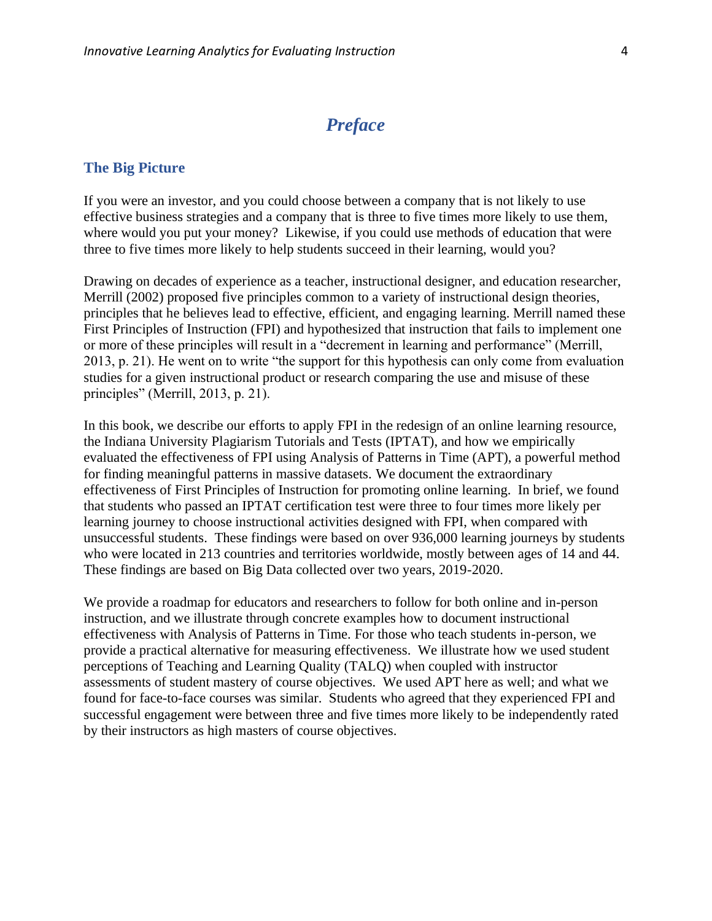# *Preface*

## The Big Picture

If you were an investor, and you could choose between a company that is not likely to use effective business strategies and a company that is three to five times more likely to use them, where would you put your money? Likewise, if you could use methods of education that were three to five times more likely to help students succeed in their learning, would you?

Drawing on decades of experience as a teacher, instructional designer, and education researcher, Merrill (2002) proposed five principles common to a variety of instructional design theories, principles that he believes lead to effective, efficient, and engaging learning. Merrill named these First Principles of Instruction (FPI) and hypothesized that instruction that fails to implement one or more of these principles will result in a "decrement in learning and performance" (Merrill, 2013, p. 21). He went on to write "the support for this hypothesis can only come from evaluation studies for a given instructional product or research comparing the use and misuse of these principles" (Merrill, 2013, p. 21).

In this book, we describe our efforts to apply FPI in the redesign of an online learning resource, the Indiana University Plagiarism Tutorials and Tests (IPTAT), and how we empirically evaluated the effectiveness of FPI using Analysis of Patterns in Time (APT), a powerful method for finding meaningful patterns in massive datasets. We document the extraordinary effectiveness of First Principles of Instruction for promoting online learning. In brief, we found that students who passed an IPTAT certification test were three to four times more likely per learning journey to choose instructional activities designed with FPI, when compared with unsuccessful students. These findings were based on over 936,000 learning journeys by students who were located in 213 countries and territories worldwide, mostly between ages of 14 and 44. These findings are based on Big Data collected over two years, 2019-2020.

We provide a roadmap for educators and researchers to follow for both online and in-person instruction, and we illustrate through concrete examples how to document instructional effectiveness with Analysis of Patterns in Time. For those who teach students in-person, we provide a practical alternative for measuring effectiveness. We illustrate how we used student perceptions of Teaching and Learning Quality (TALQ) when coupled with instructor assessments of student mastery of course objectives. We used APT here as well; and what we found for face-to-face courses was similar. Students who agreed that they experienced FPI and successful engagement were between three and five times more likely to be independently rated by their instructors as high masters of course objectives.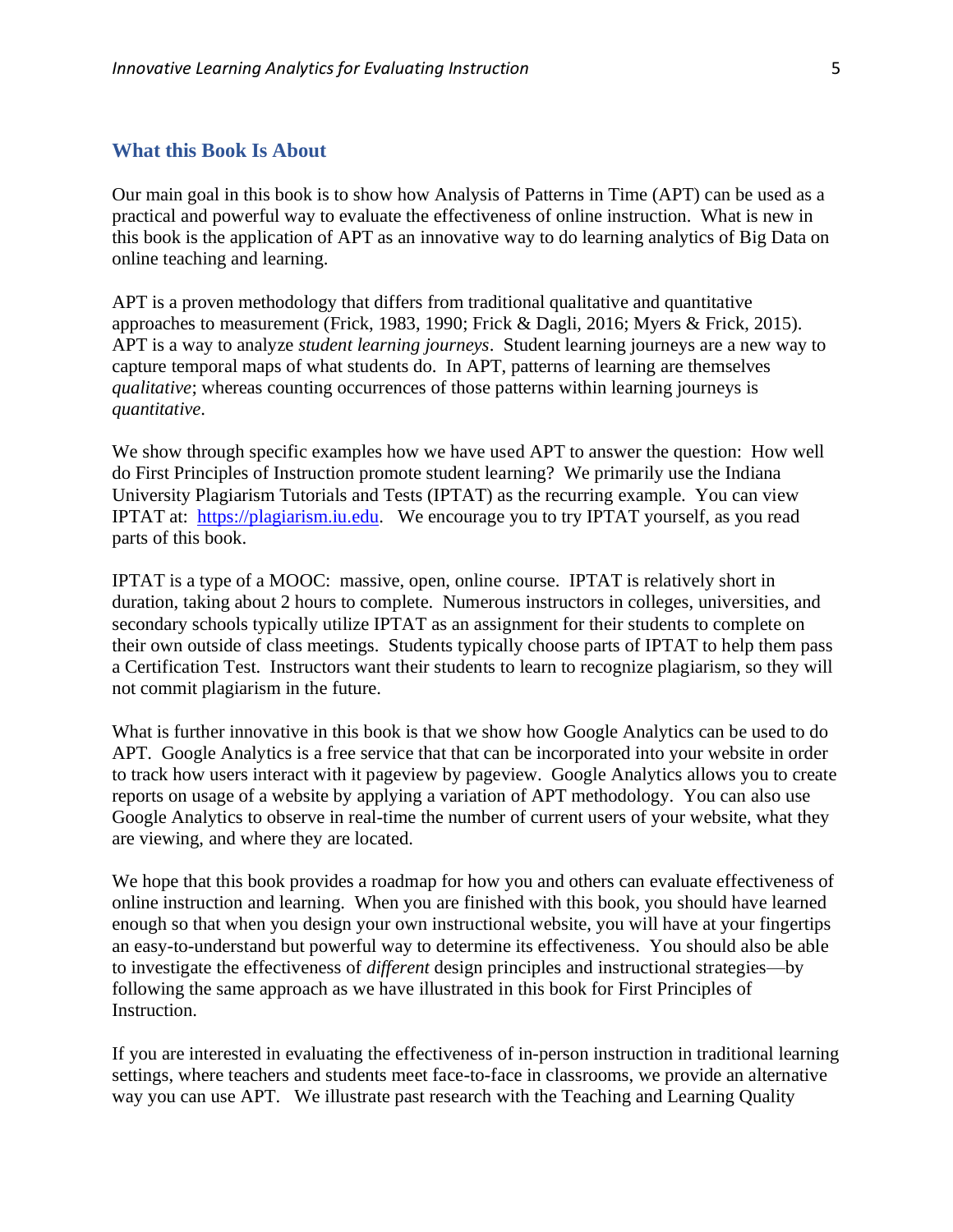## What this Book Is About

Our main goal in this book is to show how Analysis of Patterns in Time (APT) can be used as a practical and powerful way to evaluate the effectiveness of online instruction. What is new in this book is the application of APT as an innovative way to do learning analytics of Big Data on online teaching and learning.

APT is a proven methodology that differs from traditional qualitative and quantitative approaches to measurement (Frick, 1983, 1990; Frick & Dagli, 2016; Myers & Frick, 2015). APT is a way to analyze *student learning journeys*. Student learning journeys are a new way to capture temporal maps of what students do. In APT, patterns of learning are themselves *qualitative*; whereas counting occurrences of those patterns within learning journeys is *quantitative*.

We show through specific examples how we have used APT to answer the question: How well do First Principles of Instruction promote student learning? We primarily use the Indiana University Plagiarism Tutorials and Tests (IPTAT) as the recurring example. You can view IPTAT at: [https://plagiarism.iu.edu](https://plagiarism.iu.edu). We encourage you to try IPTAT yourself, as you read parts of this book.

IPTAT is a type of a MOOC: massive, open, online course. IPTAT is relatively short in duration, taking about 2 hours to complete. Numerous instructors in colleges, universities, and secondary schools typically utilize IPTAT as an assignment for their students to complete on their own outside of class meetings. Students typically choose parts of IPTAT to help them pass a Certification Test. Instructors want their students to learn to recognize plagiarism, so they will not commit plagiarism in the future.

What is further innovative in this book is that we show how Google Analytics can be used to do APT. Google Analytics is a free service that that can be incorporated into your website in order to track how users interact with it pageview by pageview. Google Analytics allows you to create reports on usage of a website by applying a variation of APT methodology. You can also use Google Analytics to observe in real-time the number of current users of your website, what they are viewing, and where they are located.

We hope that this book provides a roadmap for how you and others can evaluate effectiveness of online instruction and learning. When you are finished with this book, you should have learned enough so that when you design your own instructional website, you will have at your fingertips an easy-to-understand but powerful way to determine its effectiveness. You should also be able to investigate the effectiveness of *different* design principles and instructional strategies—by following the same approach as we have illustrated in this book for First Principles of Instruction.

If you are interested in evaluating the effectiveness of in-person instruction in traditional learning settings, where teachers and students meet face-to-face in classrooms, we provide an alternative way you can use APT. We illustrate past research with the Teaching and Learning Quality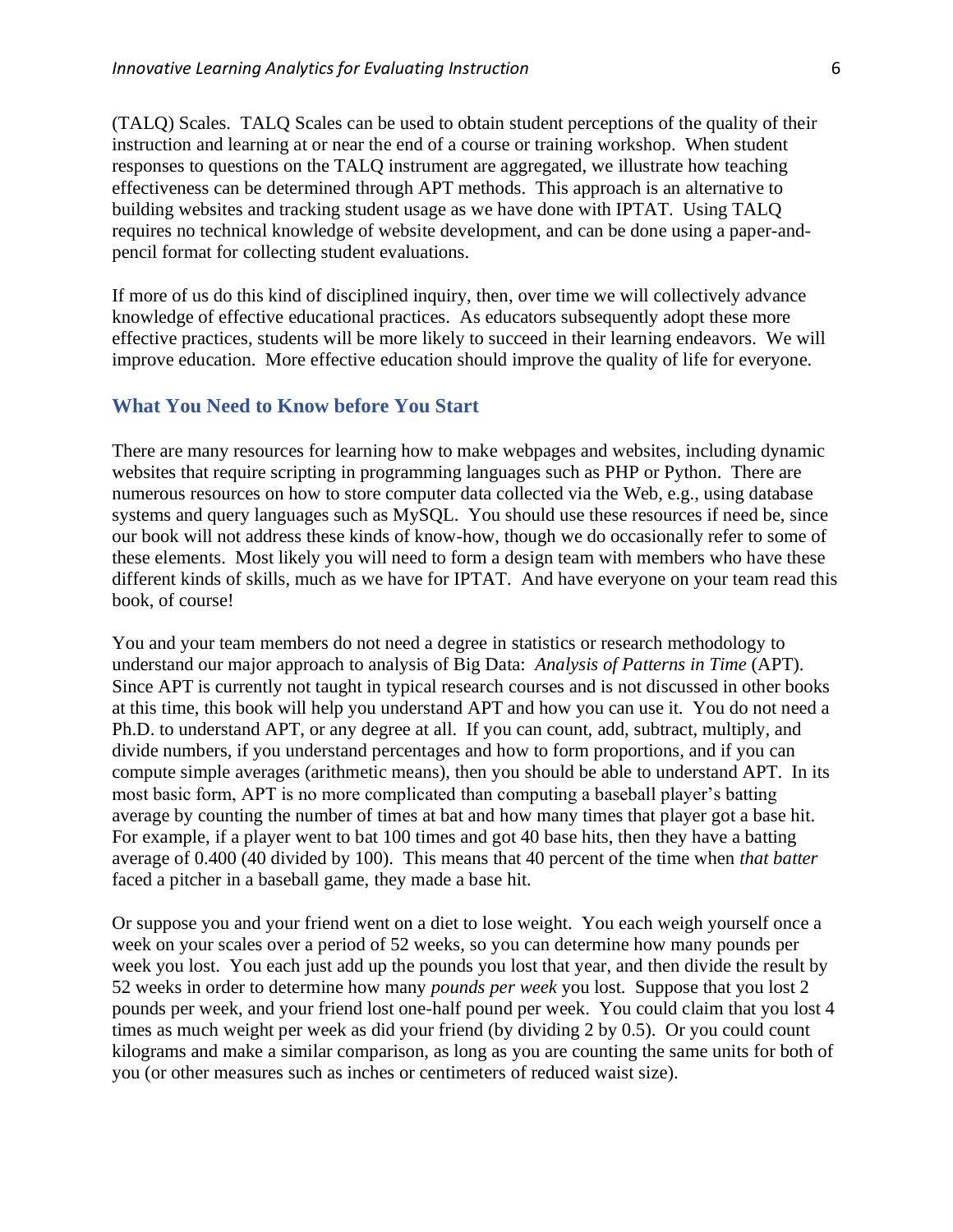(TALQ) Scales. TALQ Scales can be used to obtain student perceptions of the quality of their instruction and learning at or near the end of a course or training workshop. When student responses to questions on the TALQ instrument are aggregated, we illustrate how teaching effectiveness can be determined through APT methods. This approach is an alternative to building websites and tracking student usage as we have done with IPTAT. Using TALQ requires no technical knowledge of website development, and can be done using a paper-and-pencil format for collecting student evaluations.

If more of us do this kind of disciplined inquiry, then, over time we will collectively advance knowledge of effective educational practices. As educators subsequently adopt these more effective practices, students will be more likely to succeed in their learning endeavors. We will improve education. More effective education should improve the quality of life for everyone.

## What You Need to Know before You Start

There are many resources for learning how to make webpages and websites, including dynamic websites that require scripting in programming languages such as PHP or Python. There are numerous resources on how to store computer data collected via the Web, e.g., using database systems and query languages such as MySQL. You should use these resources if need be, since our book will not address these kinds of know-how, though we do occasionally refer to some of these elements. Most likely you will need to form a design team with members who have these different kinds of skills, much as we have for IPTAT. And have everyone on your team read this book, of course!

You and your team members do not need a degree in statistics or research methodology to understand our major approach to analysis of Big Data: *Analysis of Patterns in Time* (APT). Since APT is currently not taught in typical research courses and is not discussed in other books at this time, this book will help you understand APT and how you can use it. You do not need a Ph.D. to understand APT, or any degree at all. If you can count, add, subtract, multiply, and divide numbers, if you understand percentages and how to form proportions, and if you can compute simple averages (arithmetic means), then you should be able to understand APT. In its most basic form, APT is no more complicated than computing a baseball player's batting average by counting the number of times at bat and how many times that player got a base hit. For example, if a player went to bat 100 times and got 40 base hits, then they have a batting average of 0.400 (40 divided by 100). This means that 40 percent of the time when *that batter* faced a pitcher in a baseball game, they made a base hit.

Or suppose you and your friend went on a diet to lose weight. You each weigh yourself once a week on your scales over a period of 52 weeks, so you can determine how many pounds per week you lost. You each just add up the pounds you lost that year, and then divide the result by 52 weeks in order to determine how many *pounds per week* you lost. Suppose that you lost 2 pounds per week, and your friend lost one-half pound per week. You could claim that you lost 4 times as much weight per week as did your friend (by dividing 2 by 0.5). Or you could count kilograms and make a similar comparison, as long as you are counting the same units for both of you (or other measures such as inches or centimeters of reduced waist size).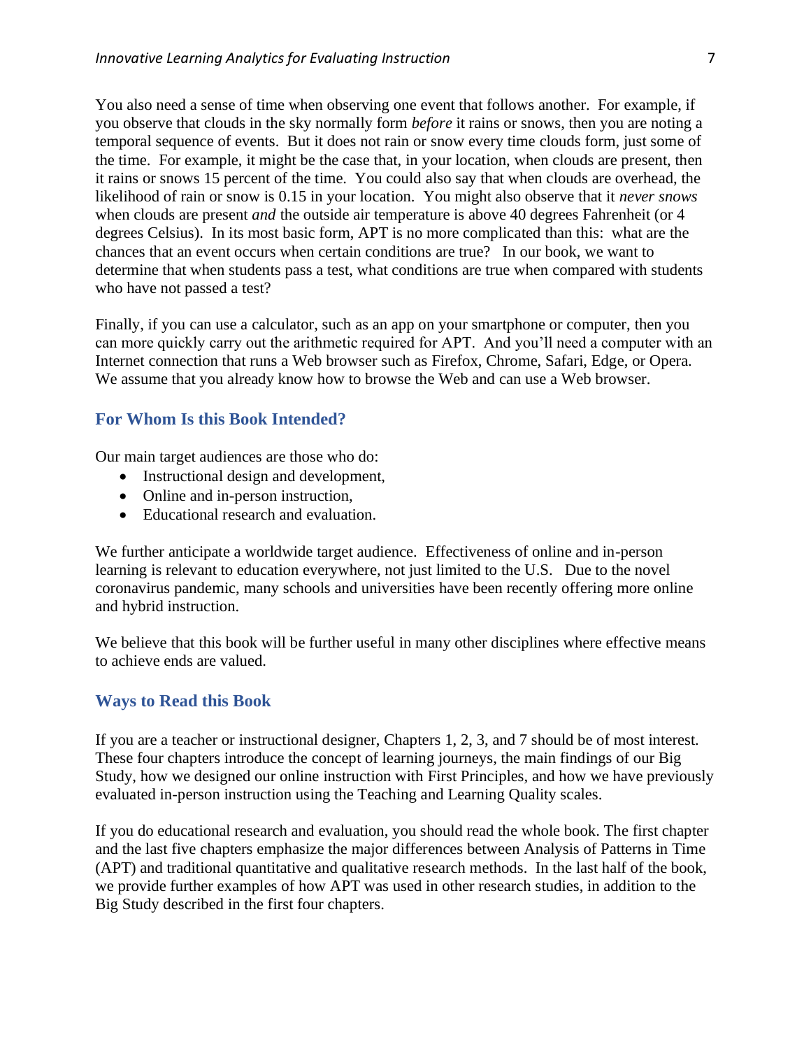You also need a sense of time when observing one event that follows another. For example, if you observe that clouds in the sky normally form *before* it rains or snows, then you are noting a temporal sequence of events. But it does not rain or snow every time clouds form, just some of the time. For example, it might be the case that, in your location, when clouds are present, then it rains or snows 15 percent of the time. You could also say that when clouds are overhead, the likelihood of rain or snow is 0.15 in your location. You might also observe that it *never snows* when clouds are present *and* the outside air temperature is above 40 degrees Fahrenheit (or 4 degrees Celsius). In its most basic form, APT is no more complicated than this: what are the chances that an event occurs when certain conditions are true? In our book, we want to determine that when students pass a test, what conditions are true when compared with students who have not passed a test?

Finally, if you can use a calculator, such as an app on your smartphone or computer, then you can more quickly carry out the arithmetic required for APT. And you'll need a computer with an Internet connection that runs a Web browser such as Firefox, Chrome, Safari, Edge, or Opera. We assume that you already know how to browse the Web and can use a Web browser.

## For Whom Is this Book Intended?

Our main target audiences are those who do:

- Instructional design and development,
- Online and in-person instruction,
- Educational research and evaluation.

We further anticipate a worldwide target audience. Effectiveness of online and in-person learning is relevant to education everywhere, not just limited to the U.S. Due to the novel coronavirus pandemic, many schools and universities have been recently offering more online and hybrid instruction.

We believe that this book will be further useful in many other disciplines where effective means to achieve ends are valued.

## Ways to Read this Book

If you are a teacher or instructional designer, Chapters 1, 2, 3, and 7 should be of most interest. These four chapters introduce the concept of learning journeys, the main findings of our Big Study, how we designed our online instruction with First Principles, and how we have previously evaluated in-person instruction using the Teaching and Learning Quality scales.

If you do educational research and evaluation, you should read the whole book. The first chapter and the last five chapters emphasize the major differences between Analysis of Patterns in Time (APT) and traditional quantitative and qualitative research methods. In the last half of the book, we provide further examples of how APT was used in other research studies, in addition to the Big Study described in the first four chapters.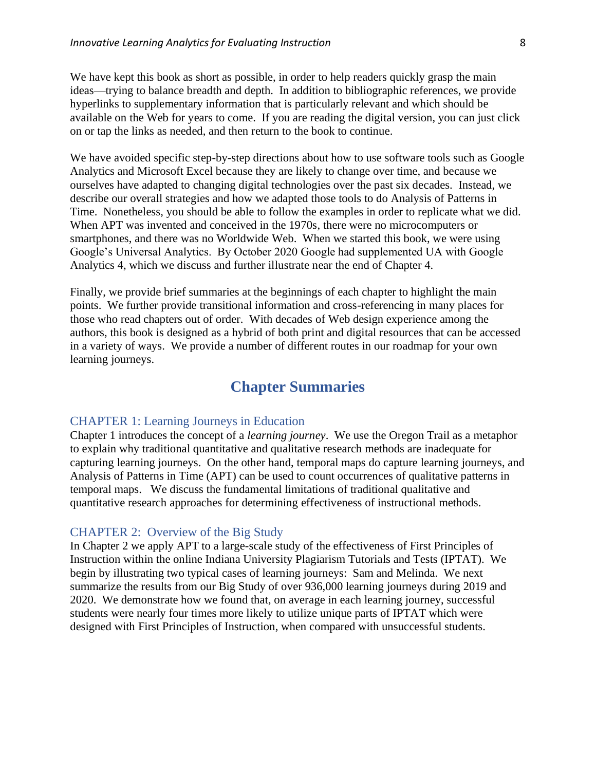We have kept this book as short as possible, in order to help readers quickly grasp the main ideas—trying to balance breadth and depth. In addition to bibliographic references, we provide hyperlinks to supplementary information that is particularly relevant and which should be available on the Web for years to come. If you are reading the digital version, you can just click on or tap the links as needed, and then return to the book to continue.

We have avoided specific step-by-step directions about how to use software tools such as Google Analytics and Microsoft Excel because they are likely to change over time, and because we ourselves have adapted to changing digital technologies over the past six decades. Instead, we describe our overall strategies and how we adapted those tools to do Analysis of Patterns in Time. Nonetheless, you should be able to follow the examples in order to replicate what we did. When APT was invented and conceived in the 1970s, there were no microcomputers or smartphones, and there was no Worldwide Web. When we started this book, we were using Google's Universal Analytics. By October 2020 Google had supplemented UA with Google Analytics 4, which we discuss and further illustrate near the end of Chapter 4.

Finally, we provide brief summaries at the beginnings of each chapter to highlight the main points. We further provide transitional information and cross-referencing in many places for those who read chapters out of order. With decades of Web design experience among the authors, this book is designed as a hybrid of both print and digital resources that can be accessed in a variety of ways. We provide a number of different routes in our roadmap for your own learning journeys.

## Chapter Summaries

### CHAPTER 1: Learning Journeys in Education

Chapter 1 introduces the concept of a *learning journey*. We use the Oregon Trail as a metaphor to explain why traditional quantitative and qualitative research methods are inadequate for capturing learning journeys. On the other hand, temporal maps do capture learning journeys, and Analysis of Patterns in Time (APT) can be used to count occurrences of qualitative patterns in temporal maps. We discuss the fundamental limitations of traditional qualitative and quantitative research approaches for determining effectiveness of instructional methods.

### CHAPTER 2: Overview of the Big Study

In Chapter 2 we apply APT to a large-scale study of the effectiveness of First Principles of Instruction within the online Indiana University Plagiarism Tutorials and Tests (IPTAT). We begin by illustrating two typical cases of learning journeys: Sam and Melinda. We next summarize the results from our Big Study of over 936,000 learning journeys during 2019 and 2020. We demonstrate how we found that, on average in each learning journey, successful students were nearly four times more likely to utilize unique parts of IPTAT which were designed with First Principles of Instruction, when compared with unsuccessful students.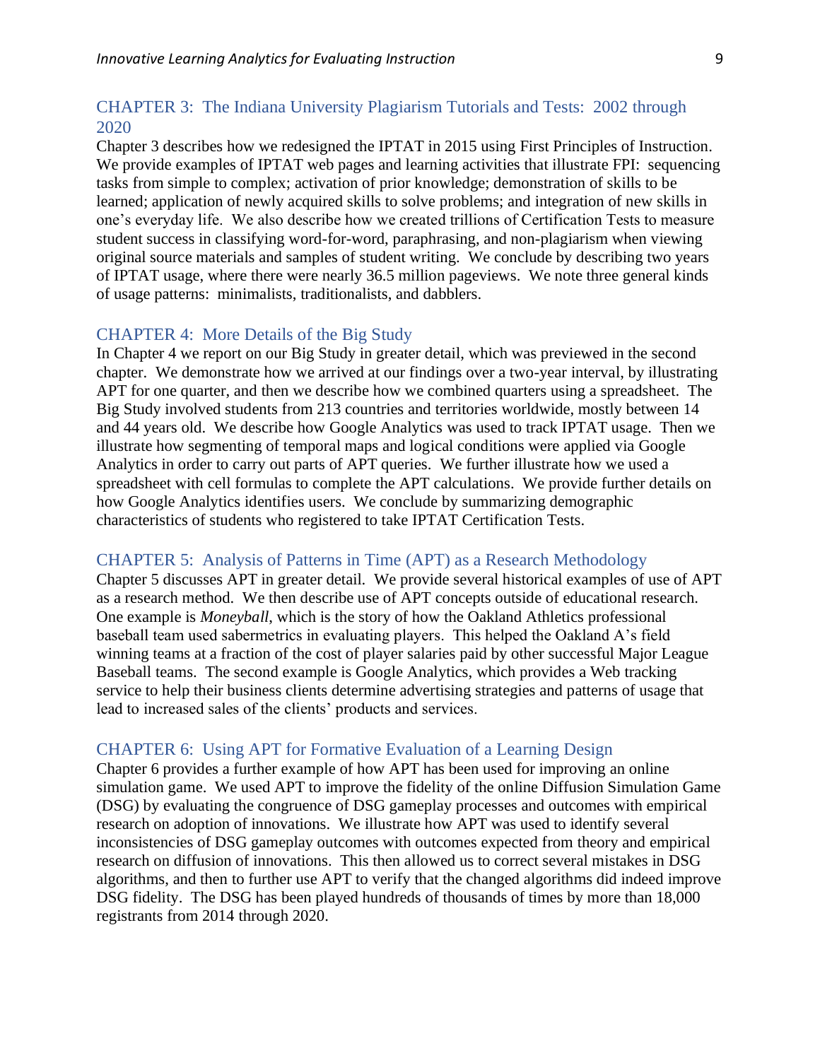## CHAPTER 3: The Indiana University Plagiarism Tutorials and Tests: 2002 through 2020

Chapter 3 describes how we redesigned the IPTAT in 2015 using First Principles of Instruction. We provide examples of IPTAT web pages and learning activities that illustrate FPI: sequencing tasks from simple to complex; activation of prior knowledge; demonstration of skills to be learned; application of newly acquired skills to solve problems; and integration of new skills in one's everyday life. We also describe how we created trillions of Certification Tests to measure student success in classifying word-for-word, paraphrasing, and non-plagiarism when viewing original source materials and samples of student writing. We conclude by describing two years of IPTAT usage, where there were nearly 36.5 million pageviews. We note three general kinds of usage patterns: minimalists, traditionalists, and dabblers.

## CHAPTER 4: More Details of the Big Study

In Chapter 4 we report on our Big Study in greater detail, which was previewed in the second chapter. We demonstrate how we arrived at our findings over a two-year interval, by illustrating APT for one quarter, and then we describe how we combined quarters using a spreadsheet. The Big Study involved students from 213 countries and territories worldwide, mostly between 14 and 44 years old. We describe how Google Analytics was used to track IPTAT usage. Then we illustrate how segmenting of temporal maps and logical conditions were applied via Google Analytics in order to carry out parts of APT queries. We further illustrate how we used a spreadsheet with cell formulas to complete the APT calculations. We provide further details on how Google Analytics identifies users. We conclude by summarizing demographic characteristics of students who registered to take IPTAT Certification Tests.

## CHAPTER 5: Analysis of Patterns in Time (APT) as a Research Methodology

Chapter 5 discusses APT in greater detail. We provide several historical examples of use of APT as a research method. We then describe use of APT concepts outside of educational research. One example is *Moneyball*, which is the story of how the Oakland Athletics professional baseball team used sabermetrics in evaluating players. This helped the Oakland A's field winning teams at a fraction of the cost of player salaries paid by other successful Major League Baseball teams. The second example is Google Analytics, which provides a Web tracking service to help their business clients determine advertising strategies and patterns of usage that lead to increased sales of the clients' products and services.

## CHAPTER 6: Using APT for Formative Evaluation of a Learning Design

Chapter 6 provides a further example of how APT has been used for improving an online simulation game. We used APT to improve the fidelity of the online Diffusion Simulation Game (DSG) by evaluating the congruence of DSG gameplay processes and outcomes with empirical research on adoption of innovations. We illustrate how APT was used to identify several inconsistencies of DSG gameplay outcomes with outcomes expected from theory and empirical research on diffusion of innovations. This then allowed us to correct several mistakes in DSG algorithms, and then to further use APT to verify that the changed algorithms did indeed improve DSG fidelity. The DSG has been played hundreds of thousands of times by more than 18,000 registrants from 2014 through 2020.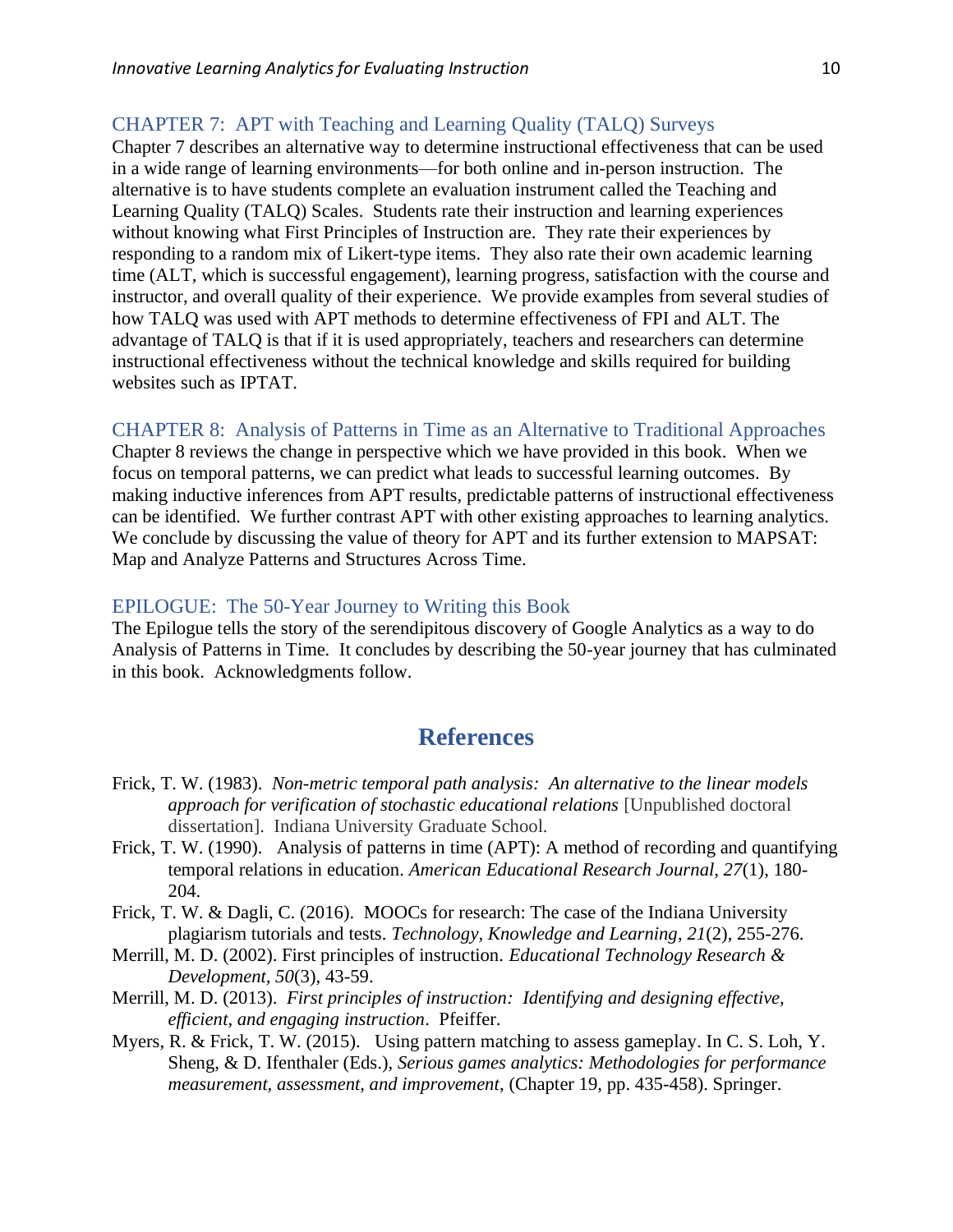### CHAPTER 7: APT with Teaching and Learning Quality (TALQ) Surveys

Chapter 7 describes an alternative way to determine instructional effectiveness that can be used in a wide range of learning environments—for both online and in-person instruction. The alternative is to have students complete an evaluation instrument called the Teaching and Learning Quality (TALQ) Scales. Students rate their instruction and learning experiences without knowing what First Principles of Instruction are. They rate their experiences by responding to a random mix of Likert-type items. They also rate their own academic learning time (ALT, which is successful engagement), learning progress, satisfaction with the course and instructor, and overall quality of their experience. We provide examples from several studies of how TALQ was used with APT methods to determine effectiveness of FPI and ALT. The advantage of TALQ is that if it is used appropriately, teachers and researchers can determine instructional effectiveness without the technical knowledge and skills required for building websites such as IPTAT.

### CHAPTER 8: Analysis of Patterns in Time as an Alternative to Traditional Approaches

Chapter 8 reviews the change in perspective which we have provided in this book. When we focus on temporal patterns, we can predict what leads to successful learning outcomes. By making inductive inferences from APT results, predictable patterns of instructional effectiveness can be identified. We further contrast APT with other existing approaches to learning analytics. We conclude by discussing the value of theory for APT and its further extension to MAPSAT: Map and Analyze Patterns and Structures Across Time.

### EPILOGUE: The 50-Year Journey to Writing this Book

The Epilogue tells the story of the serendipitous discovery of Google Analytics as a way to do Analysis of Patterns in Time. It concludes by describing the 50-year journey that has culminated in this book. Acknowledgments follow.

## References

Frick, T. W. (1983). *Non-metric temporal path analysis: An alternative to the linear models approach for verification of stochastic educational relations* [Unpublished doctoral dissertation]. Indiana University Graduate School.

Frick, T. W. (1990). Analysis of patterns in time (APT): A method of recording and quantifying temporal relations in education. *American Educational Research Journal, 27*(1), 180-204.

Frick, T. W. & Dagli, C. (2016). MOOCs for research: The case of the Indiana University plagiarism tutorials and tests. *Technology, Knowledge and Learning*, *21*(2), 255-276.

Merrill, M. D. (2002). First principles of instruction. *Educational Technology Research & Development, 50*(3), 43-59.

Merrill, M. D. (2013). *First principles of instruction: Identifying and designing effective, efficient, and engaging instruction*. Pfeiffer.

Myers, R. & Frick, T. W. (2015). Using pattern matching to assess gameplay. In C. S. Loh, Y. Sheng, & D. Ifenthaler (Eds.), *Serious games analytics: Methodologies for performance measurement, assessment, and improvement*, (Chapter 19, pp. 435-458). Springer.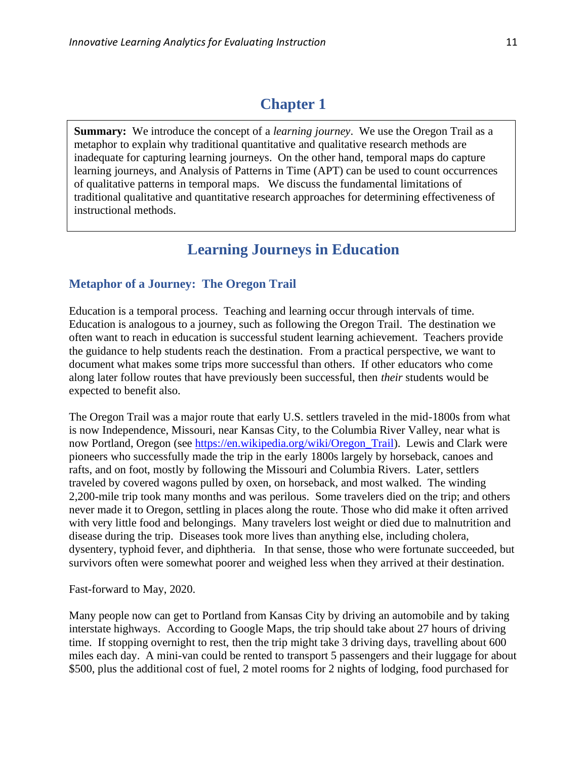# Chapter 1

**Summary:** We introduce the concept of a *learning journey*. We use the Oregon Trail as a metaphor to explain why traditional quantitative and qualitative research methods are inadequate for capturing learning journeys. On the other hand, temporal maps do capture learning journeys, and Analysis of Patterns in Time (APT) can be used to count occurrences of qualitative patterns in temporal maps. We discuss the fundamental limitations of traditional qualitative and quantitative research approaches for determining effectiveness of instructional methods.

## Learning Journeys in Education

### Metaphor of a Journey: The Oregon Trail

Education is a temporal process. Teaching and learning occur through intervals of time. Education is analogous to a journey, such as following the Oregon Trail. The destination we often want to reach in education is successful student learning achievement. Teachers provide the guidance to help students reach the destination. From a practical perspective, we want to document what makes some trips more successful than others. If other educators who come along later follow routes that have previously been successful, then *their* students would be expected to benefit also.

The Oregon Trail was a major route that early U.S. settlers traveled in the mid-1800s from what is now Independence, Missouri, near Kansas City, to the Columbia River Valley, near what is now Portland, Oregon (see https://en.wikipedia.org/wiki/Oregon_Trail). Lewis and Clark were pioneers who successfully made the trip in the early 1800s largely by horseback, canoes and rafts, and on foot, mostly by following the Missouri and Columbia Rivers. Later, settlers traveled by covered wagons pulled by oxen, on horseback, and most walked. The winding 2,200-mile trip took many months and was perilous. Some travelers died on the trip; and others never made it to Oregon, settling in places along the route. Those who did make it often arrived with very little food and belongings. Many travelers lost weight or died due to malnutrition and disease during the trip. Diseases took more lives than anything else, including cholera, dysentery, typhoid fever, and diphtheria. In that sense, those who were fortunate succeeded, but survivors often were somewhat poorer and weighed less when they arrived at their destination.

Fast-forward to May, 2020.

Many people now can get to Portland from Kansas City by driving an automobile and by taking interstate highways. According to Google Maps, the trip should take about 27 hours of driving time. If stopping overnight to rest, then the trip might take 3 driving days, travelling about 600 miles each day. A mini-van could be rented to transport 5 passengers and their luggage for about $500, plus the additional cost of fuel, 2 motel rooms for 2 nights of lodging, food purchased for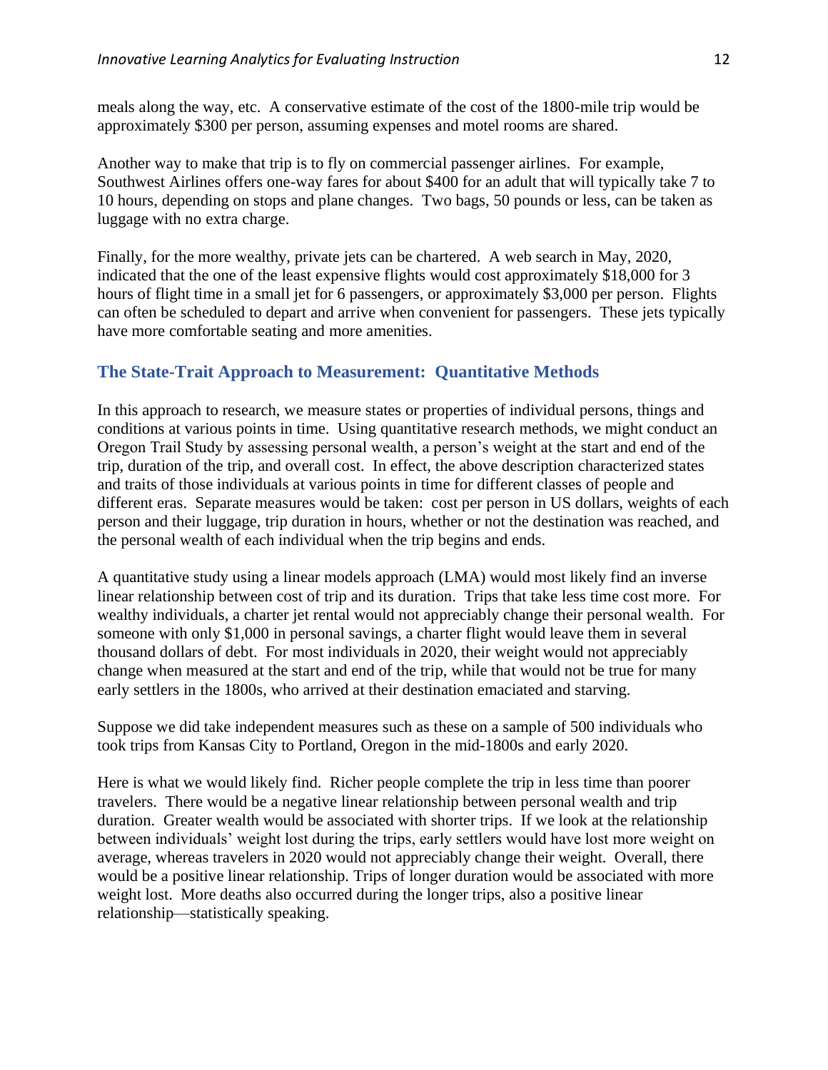meals along the way, etc. A conservative estimate of the cost of the 1800-mile trip would be approximately $300 per person, assuming expenses and motel rooms are shared.

Another way to make that trip is to fly on commercial passenger airlines. For example, Southwest Airlines offers one-way fares for about $400 for an adult that will typically take 7 to 10 hours, depending on stops and plane changes. Two bags, 50 pounds or less, can be taken as luggage with no extra charge.

Finally, for the more wealthy, private jets can be chartered. A web search in May, 2020, indicated that the one of the least expensive flights would cost approximately $18,000 for 3 hours of flight time in a small jet for 6 passengers, or approximately $3,000 per person. Flights can often be scheduled to depart and arrive when convenient for passengers. These jets typically have more comfortable seating and more amenities.

## The State-Trait Approach to Measurement: Quantitative Methods

In this approach to research, we measure states or properties of individual persons, things and conditions at various points in time. Using quantitative research methods, we might conduct an Oregon Trail Study by assessing personal wealth, a person's weight at the start and end of the trip, duration of the trip, and overall cost. In effect, the above description characterized states and traits of those individuals at various points in time for different classes of people and different eras. Separate measures would be taken: cost per person in US dollars, weights of each person and their luggage, trip duration in hours, whether or not the destination was reached, and the personal wealth of each individual when the trip begins and ends.

A quantitative study using a linear models approach (LMA) would most likely find an inverse linear relationship between cost of trip and its duration. Trips that take less time cost more. For wealthy individuals, a charter jet rental would not appreciably change their personal wealth. For someone with only $1,000 in personal savings, a charter flight would leave them in several thousand dollars of debt. For most individuals in 2020, their weight would not appreciably change when measured at the start and end of the trip, while that would not be true for many early settlers in the 1800s, who arrived at their destination emaciated and starving.

Suppose we did take independent measures such as these on a sample of 500 individuals who took trips from Kansas City to Portland, Oregon in the mid-1800s and early 2020.

Here is what we would likely find. Richer people complete the trip in less time than poorer travelers. There would be a negative linear relationship between personal wealth and trip duration. Greater wealth would be associated with shorter trips. If we look at the relationship between individuals' weight lost during the trips, early settlers would have lost more weight on average, whereas travelers in 2020 would not appreciably change their weight. Overall, there would be a positive linear relationship. Trips of longer duration would be associated with more weight lost. More deaths also occurred during the longer trips, also a positive linear relationship—statistically speaking.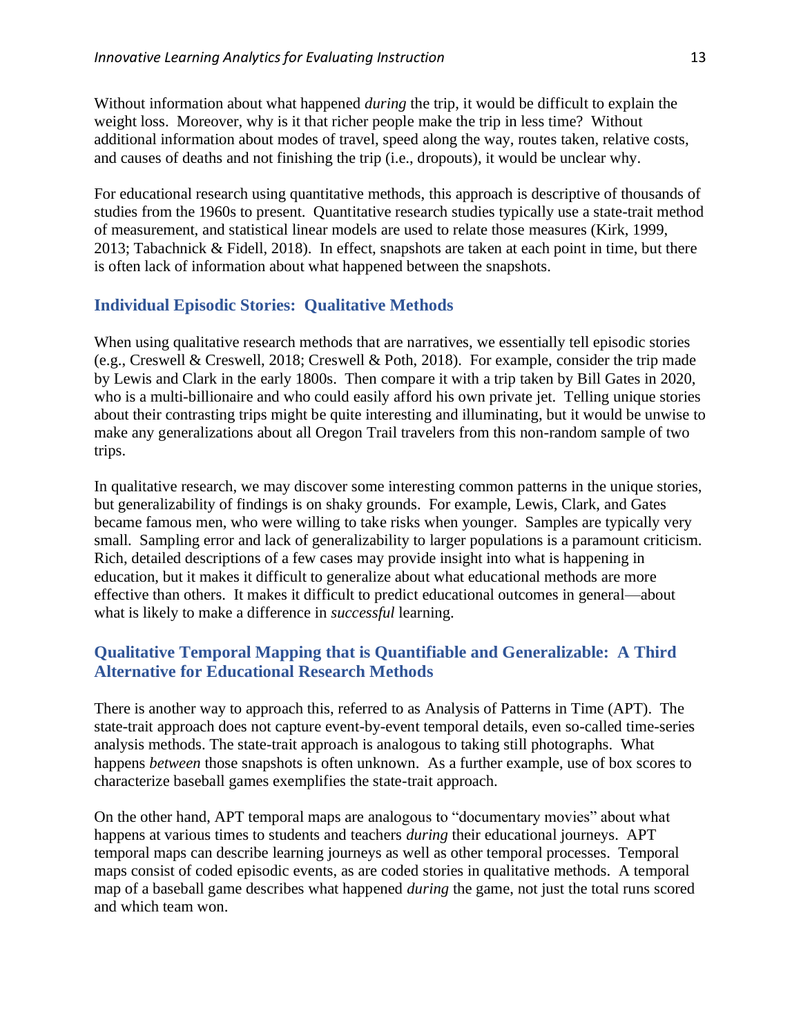Without information about what happened *during* the trip, it would be difficult to explain the weight loss. Moreover, why is it that richer people make the trip in less time? Without additional information about modes of travel, speed along the way, routes taken, relative costs, and causes of deaths and not finishing the trip (i.e., dropouts), it would be unclear why.

For educational research using quantitative methods, this approach is descriptive of thousands of studies from the 1960s to present. Quantitative research studies typically use a state-trait method of measurement, and statistical linear models are used to relate those measures (Kirk, 1999, 2013; Tabachnick & Fidell, 2018). In effect, snapshots are taken at each point in time, but there is often lack of information about what happened between the snapshots.

## Individual Episodic Stories: Qualitative Methods

When using qualitative research methods that are narratives, we essentially tell episodic stories (e.g., Creswell & Creswell, 2018; Creswell & Poth, 2018). For example, consider the trip made by Lewis and Clark in the early 1800s. Then compare it with a trip taken by Bill Gates in 2020, who is a multi-billionaire and who could easily afford his own private jet. Telling unique stories about their contrasting trips might be quite interesting and illuminating, but it would be unwise to make any generalizations about all Oregon Trail travelers from this non-random sample of two trips.

In qualitative research, we may discover some interesting common patterns in the unique stories, but generalizability of findings is on shaky grounds. For example, Lewis, Clark, and Gates became famous men, who were willing to take risks when younger. Samples are typically very small. Sampling error and lack of generalizability to larger populations is a paramount criticism. Rich, detailed descriptions of a few cases may provide insight into what is happening in education, but it makes it difficult to generalize about what educational methods are more effective than others. It makes it difficult to predict educational outcomes in general—about what is likely to make a difference in *successful* learning.

## Qualitative Temporal Mapping that is Quantifiable and Generalizable: A Third Alternative for Educational Research Methods

There is another way to approach this, referred to as Analysis of Patterns in Time (APT). The state-trait approach does not capture event-by-event temporal details, even so-called time-series analysis methods. The state-trait approach is analogous to taking still photographs. What happens *between* those snapshots is often unknown. As a further example, use of box scores to characterize baseball games exemplifies the state-trait approach.

On the other hand, APT temporal maps are analogous to "documentary movies" about what happens at various times to students and teachers *during* their educational journeys. APT temporal maps can describe learning journeys as well as other temporal processes. Temporal maps consist of coded episodic events, as are coded stories in qualitative methods. A temporal map of a baseball game describes what happened *during* the game, not just the total runs scored and which team won.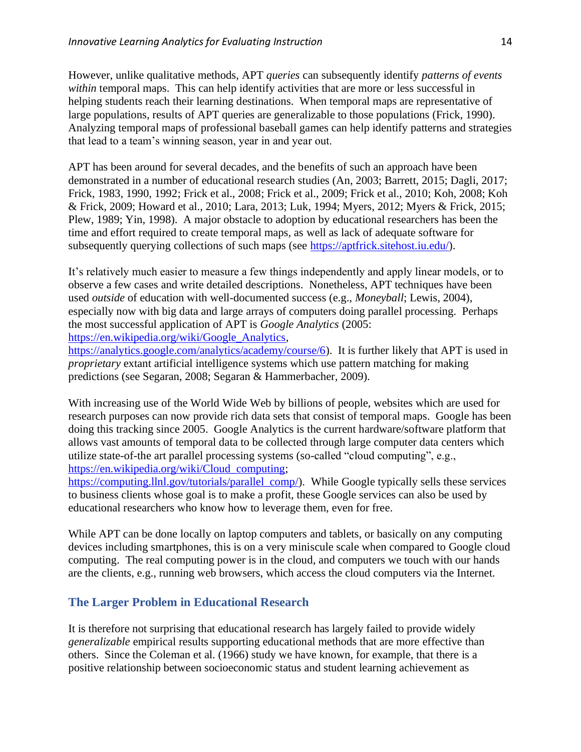However, unlike qualitative methods, APT *queries* can subsequently identify *patterns of events within* temporal maps. This can help identify activities that are more or less successful in helping students reach their learning destinations. When temporal maps are representative of large populations, results of APT queries are generalizable to those populations (Frick, 1990). Analyzing temporal maps of professional baseball games can help identify patterns and strategies that lead to a team's winning season, year in and year out.

APT has been around for several decades, and the benefits of such an approach have been demonstrated in a number of educational research studies (An, 2003; Barrett, 2015; Dagli, 2017; Frick, 1983, 1990, 1992; Frick et al., 2008; Frick et al., 2009; Frick et al., 2010; Koh, 2008; Koh & Frick, 2009; Howard et al., 2010; Lara, 2013; Luk, 1994; Myers, 2012; Myers & Frick, 2015; Plew, 1989; Yin, 1998). A major obstacle to adoption by educational researchers has been the time and effort required to create temporal maps, as well as lack of adequate software for subsequently querying collections of such maps (see https://aptfrick.sitehost.iu.edu/).

It's relatively much easier to measure a few things independently and apply linear models, or to observe a few cases and write detailed descriptions. Nonetheless, APT techniques have been used *outside* of education with well-documented success (e.g., *Moneyball*; Lewis, 2004), especially now with big data and large arrays of computers doing parallel processing. Perhaps the most successful application of APT is *Google Analytics* (2005: https://en.wikipedia.org/wiki/Google_Analytics, https://analytics.google.com/analytics/academy/course/6). It is further likely that APT is used in *proprietary* extant artificial intelligence systems which use pattern matching for making predictions (see Segaran, 2008; Segaran & Hammerbacher, 2009).

With increasing use of the World Wide Web by billions of people, websites which are used for research purposes can now provide rich data sets that consist of temporal maps. Google has been doing this tracking since 2005. Google Analytics is the current hardware/software platform that allows vast amounts of temporal data to be collected through large computer data centers which utilize state-of-the art parallel processing systems (so-called "cloud computing", e.g., https://en.wikipedia.org/wiki/Cloud_computing; https://computing.llnl.gov/tutorials/parallel_comp/). While Google typically sells these services to business clients whose goal is to make a profit, these Google services can also be used by educational researchers who know how to leverage them, even for free.

While APT can be done locally on laptop computers and tablets, or basically on any computing devices including smartphones, this is on a very miniscule scale when compared to Google cloud computing. The real computing power is in the cloud, and computers we touch with our hands are the clients, e.g., running web browsers, which access the cloud computers via the Internet.

## The Larger Problem in Educational Research

It is therefore not surprising that educational research has largely failed to provide widely *generalizable* empirical results supporting educational methods that are more effective than others. Since the Coleman et al. (1966) study we have known, for example, that there is a positive relationship between socioeconomic status and student learning achievement as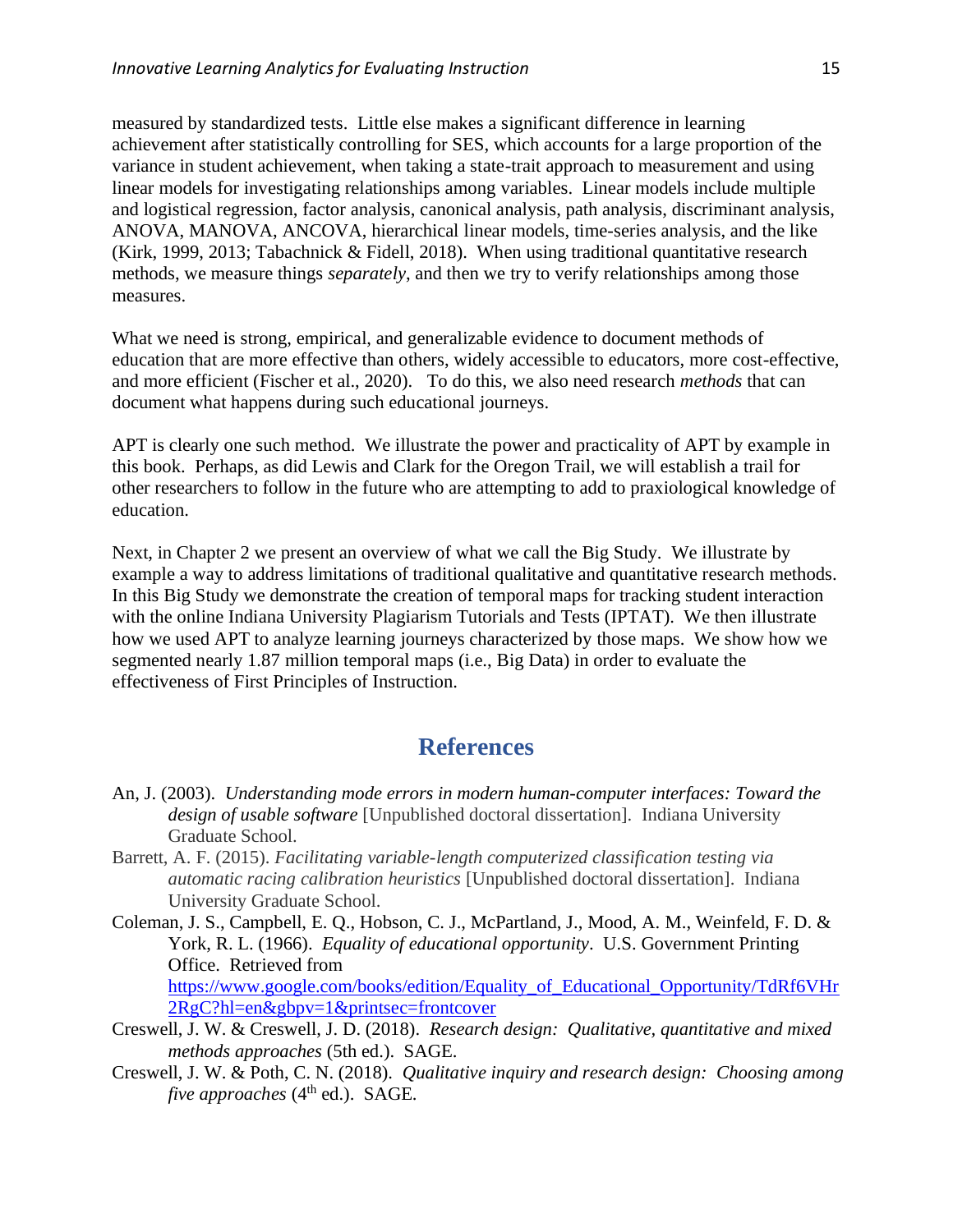measured by standardized tests. Little else makes a significant difference in learning achievement after statistically controlling for SES, which accounts for a large proportion of the variance in student achievement, when taking a state-trait approach to measurement and using linear models for investigating relationships among variables. Linear models include multiple and logistical regression, factor analysis, canonical analysis, path analysis, discriminant analysis, ANOVA, MANOVA, ANCOVA, hierarchical linear models, time-series analysis, and the like (Kirk, 1999, 2013; Tabachnick & Fidell, 2018). When using traditional quantitative research methods, we measure things *separately*, and then we try to verify relationships among those measures.

What we need is strong, empirical, and generalizable evidence to document methods of education that are more effective than others, widely accessible to educators, more cost-effective, and more efficient (Fischer et al., 2020). To do this, we also need research *methods* that can document what happens during such educational journeys.

APT is clearly one such method. We illustrate the power and practicality of APT by example in this book. Perhaps, as did Lewis and Clark for the Oregon Trail, we will establish a trail for other researchers to follow in the future who are attempting to add to praxiological knowledge of education.

Next, in Chapter 2 we present an overview of what we call the Big Study. We illustrate by example a way to address limitations of traditional qualitative and quantitative research methods. In this Big Study we demonstrate the creation of temporal maps for tracking student interaction with the online Indiana University Plagiarism Tutorials and Tests (IPTAT). We then illustrate how we used APT to analyze learning journeys characterized by those maps. We show how we segmented nearly 1.87 million temporal maps (i.e., Big Data) in order to evaluate the effectiveness of First Principles of Instruction.

## References

An, J. (2003). *Understanding mode errors in modern human-computer interfaces: Toward the design of usable software* [Unpublished doctoral dissertation]. Indiana University Graduate School.

Barrett, A. F. (2015). *Facilitating variable-length computerized classification testing via automatic racing calibration heuristics* [Unpublished doctoral dissertation]. Indiana University Graduate School.

Coleman, J. S., Campbell, E. Q., Hobson, C. J., McPartland, J., Mood, A. M., Weinfeld, F. D. & York, R. L. (1966). *Equality of educational opportunity*. U.S. Government Printing Office. Retrieved from https://www.google.com/books/edition/Equality_of_Educational_Opportunity/TdRf6VHr2RgC?hl=en&gbpv=1&printsec=frontcover

Creswell, J. W. & Creswell, J. D. (2018). *Research design: Qualitative, quantitative and mixed methods approaches* (5th ed.). SAGE.

Creswell, J. W. & Poth, C. N. (2018). *Qualitative inquiry and research design: Choosing among five approaches* (4th ed.). SAGE.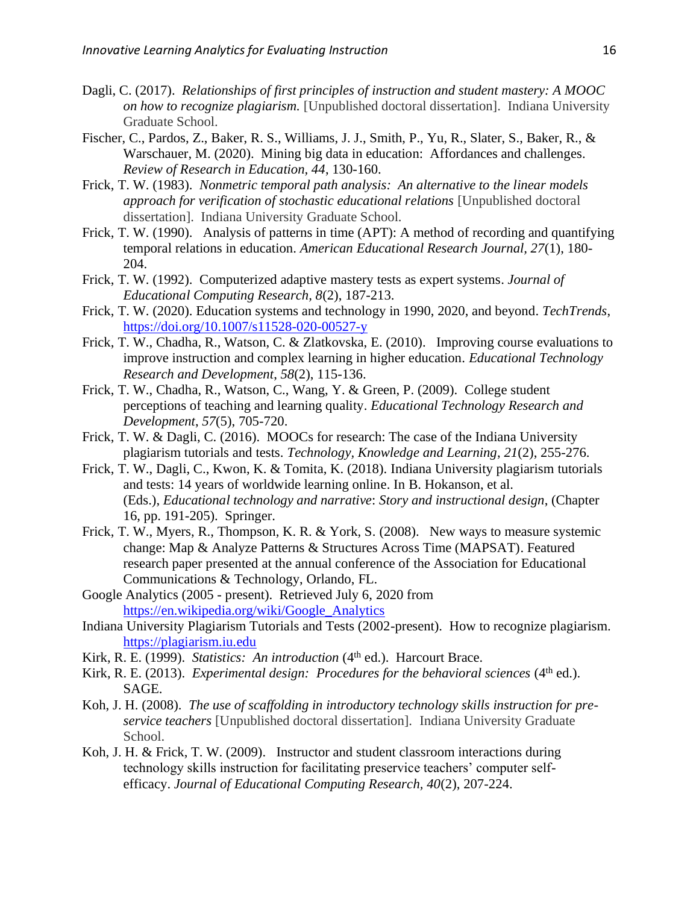Dagli, C. (2017). *Relationships of first principles of instruction and student mastery: A MOOC on how to recognize plagiarism.* [Unpublished doctoral dissertation]. Indiana University Graduate School.

Fischer, C., Pardos, Z., Baker, R. S., Williams, J. J., Smith, P., Yu, R., Slater, S., Baker, R., & Warschauer, M. (2020). Mining big data in education: Affordances and challenges. *Review of Research in Education, 44*, 130-160.

Frick, T. W. (1983). *Nonmetric temporal path analysis: An alternative to the linear models approach for verification of stochastic educational relations* [Unpublished doctoral dissertation]. Indiana University Graduate School.

Frick, T. W. (1990). Analysis of patterns in time (APT): A method of recording and quantifying temporal relations in education. *American Educational Research Journal, 27*(1), 180-204.

Frick, T. W. (1992). Computerized adaptive mastery tests as expert systems. *Journal of Educational Computing Research, 8*(2), 187-213.

Frick, T. W. (2020). Education systems and technology in 1990, 2020, and beyond. *TechTrends*, https://doi.org/10.1007/s11528-020-00527-y

Frick, T. W., Chadha, R., Watson, C. & Zlatkovska, E. (2010). Improving course evaluations to improve instruction and complex learning in higher education. *Educational Technology Research and Development, 58*(2), 115-136.

Frick, T. W., Chadha, R., Watson, C., Wang, Y. & Green, P. (2009). College student perceptions of teaching and learning quality. *Educational Technology Research and Development*, *57*(5), 705-720.

Frick, T. W. & Dagli, C. (2016). MOOCs for research: The case of the Indiana University plagiarism tutorials and tests. *Technology, Knowledge and Learning*, *21*(2), 255-276.

Frick, T. W., Dagli, C., Kwon, K. & Tomita, K. (2018). Indiana University plagiarism tutorials and tests: 14 years of worldwide learning online. In B. Hokanson, et al. (Eds.), *Educational technology and narrative*: *Story and instructional design*, (Chapter 16, pp. 191-205). Springer.

Frick, T. W., Myers, R., Thompson, K. R. & York, S. (2008). New ways to measure systemic change: Map & Analyze Patterns & Structures Across Time (MAPSAT). Featured research paper presented at the annual conference of the Association for Educational Communications & Technology, Orlando, FL.

Google Analytics (2005 - present). Retrieved July 6, 2020 from https://en.wikipedia.org/wiki/Google_Analytics

Indiana University Plagiarism Tutorials and Tests (2002-present). How to recognize plagiarism. https://plagiarism.iu.edu

Kirk, R. E. (1999). *Statistics: An introduction* (4th ed.). Harcourt Brace.

Kirk, R. E. (2013). *Experimental design: Procedures for the behavioral sciences* (4th ed.). SAGE.

Koh, J. H. (2008). *The use of scaffolding in introductory technology skills instruction for pre-service teachers* [Unpublished doctoral dissertation]. Indiana University Graduate School.

Koh, J. H. & Frick, T. W. (2009). Instructor and student classroom interactions during technology skills instruction for facilitating preservice teachers' computer self-efficacy. *Journal of Educational Computing Research, 40*(2), 207-224.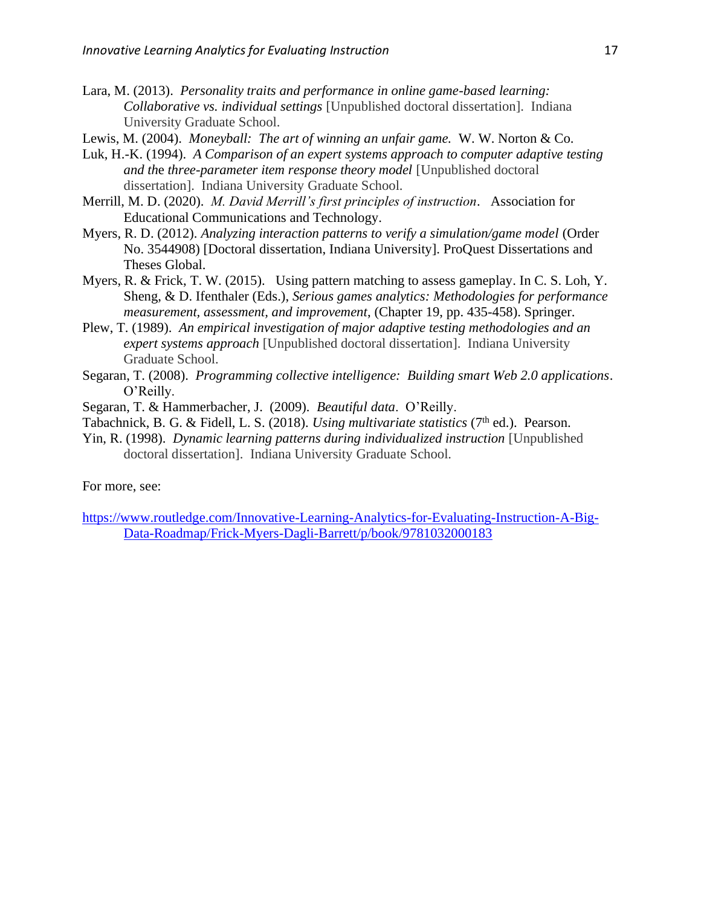Lara, M. (2013). *Personality traits and performance in online game-based learning: Collaborative vs. individual settings* [Unpublished doctoral dissertation]. Indiana University Graduate School.

Lewis, M. (2004). *Moneyball: The art of winning an unfair game.* W. W. Norton & Co.

Luk, H.-K. (1994). *A Comparison of an expert systems approach to computer adaptive testing and the three-parameter item response theory model* [Unpublished doctoral dissertation]. Indiana University Graduate School.

Merrill, M. D. (2020). *M. David Merrill's first principles of instruction*. Association for Educational Communications and Technology.

Myers, R. D. (2012). *Analyzing interaction patterns to verify a simulation/game model* (Order No. 3544908) [Doctoral dissertation, Indiana University]. ProQuest Dissertations and Theses Global.

Myers, R. & Frick, T. W. (2015). Using pattern matching to assess gameplay. In C. S. Loh, Y. Sheng, & D. Ifenthaler (Eds.), *Serious games analytics: Methodologies for performance measurement, assessment, and improvement*, (Chapter 19, pp. 435-458). Springer.

Plew, T. (1989). *An empirical investigation of major adaptive testing methodologies and an expert systems approach* [Unpublished doctoral dissertation]. Indiana University Graduate School.

Segaran, T. (2008). *Programming collective intelligence: Building smart Web 2.0 applications*. O'Reilly.

Segaran, T. & Hammerbacher, J. (2009). *Beautiful data*. O'Reilly.

Tabachnick, B. G. & Fidell, L. S. (2018). *Using multivariate statistics* (7th ed.). Pearson.

Yin, R. (1998). *Dynamic learning patterns during individualized instruction* [Unpublished doctoral dissertation]. Indiana University Graduate School.

For more, see:

https://www.routledge.com/Innovative-Learning-Analytics-for-Evaluating-Instruction-A-Big-Data-Roadmap/Frick-Myers-Dagli-Barrett/p/book/9781032000183